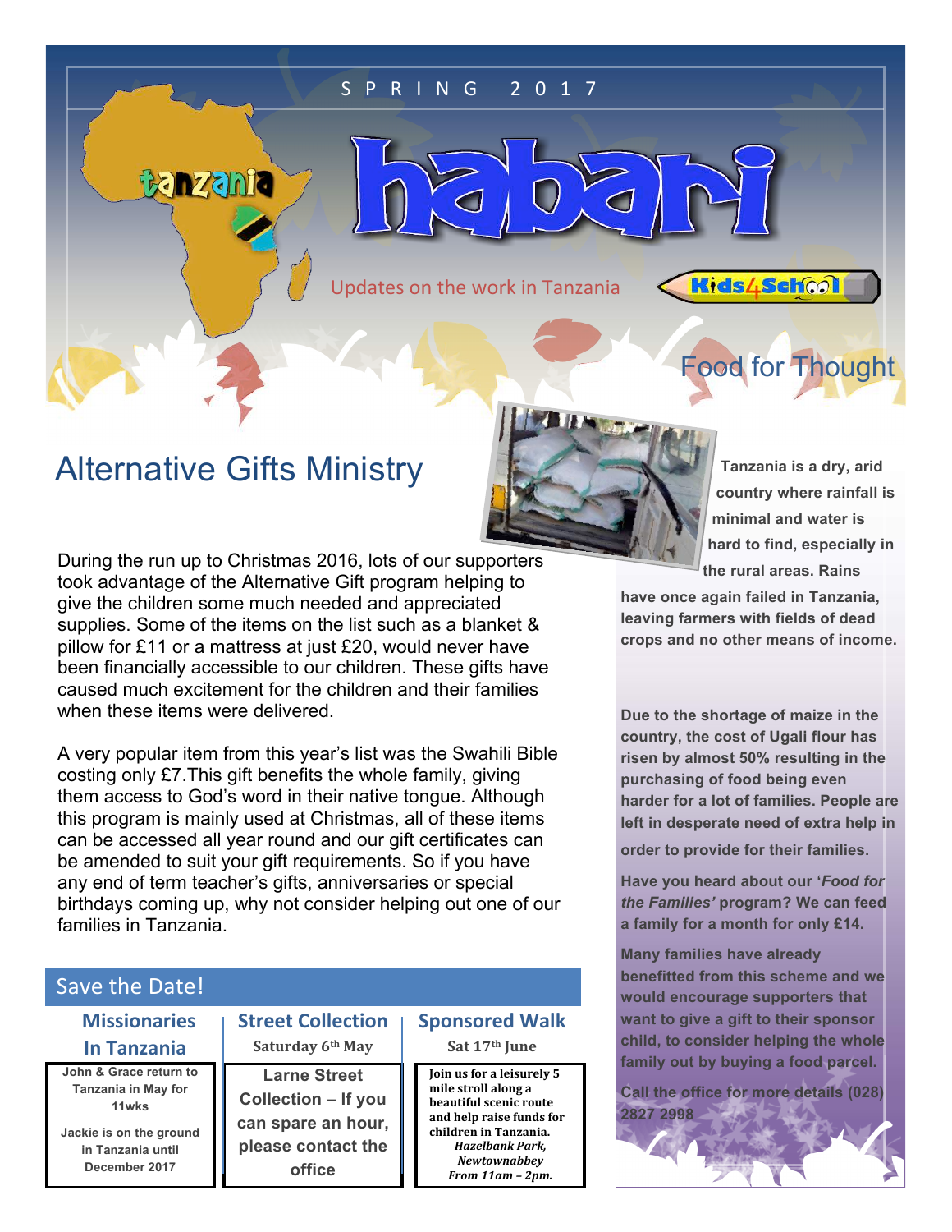SPRING 2017

# habari

tanzania

Updates on the work in Tanzania

Kids4School

## Alternative Gifts Ministry

During the run up to Christmas 2016, lots of our supporters took advantage of the Alternative Gift program helping to give the children some much needed and appreciated supplies. Some of the items on the list such as a blanket & pillow for £11 or a mattress at just £20, would never have been financially accessible to our children. These gifts have caused much excitement for the children and their families when these items were delivered.

A very popular item from this year's list was the Swahili Bible costing only £7.This gift benefits the whole family, giving them access to God's word in their native tongue. Although this program is mainly used at Christmas, all of these items can be accessed all year round and our gift certificates can be amended to suit your gift requirements. So if you have any end of term teacher's gifts, anniversaries or special birthdays coming up, why not consider helping out one of our families in Tanzania.

## Save the Date!

| Missionaries In Tanzania | Street Collection Saturday 6th May | Sponsored Walk Sat 17th June |
|---|---|---|
| John & Grace return to Tanzania in May for 11wks<br><br>Jackie is on the ground in Tanzania until December 2017 | Larne Street Collection – If you can spare an hour, please contact the office | Join us for a leisurely 5 mile stroll along a beautiful scenic route and help raise funds for children in Tanzania.<br>*Hazelbank Park, Newtownabbey From 11am – 2pm.* |

## Food for Thought

**Tanzania is a dry, arid country where rainfall is minimal and water is hard to find, especially in the rural areas. Rains have once again failed in Tanzania, leaving farmers with fields of dead crops and no other means of income.**

**Due to the shortage of maize in the country, the cost of Ugali flour has risen by almost 50% resulting in the purchasing of food being even harder for a lot of families. People are left in desperate need of extra help in order to provide for their families.**

**Have you heard about our '*Food for the Families'* program? We can feed a family for a month for only £14.**

**Many families have already benefitted from this scheme and we would encourage supporters that want to give a gift to their sponsor child, to consider helping the whole family out by buying a food parcel.**

**Call the office for more details (028) 2827 2998**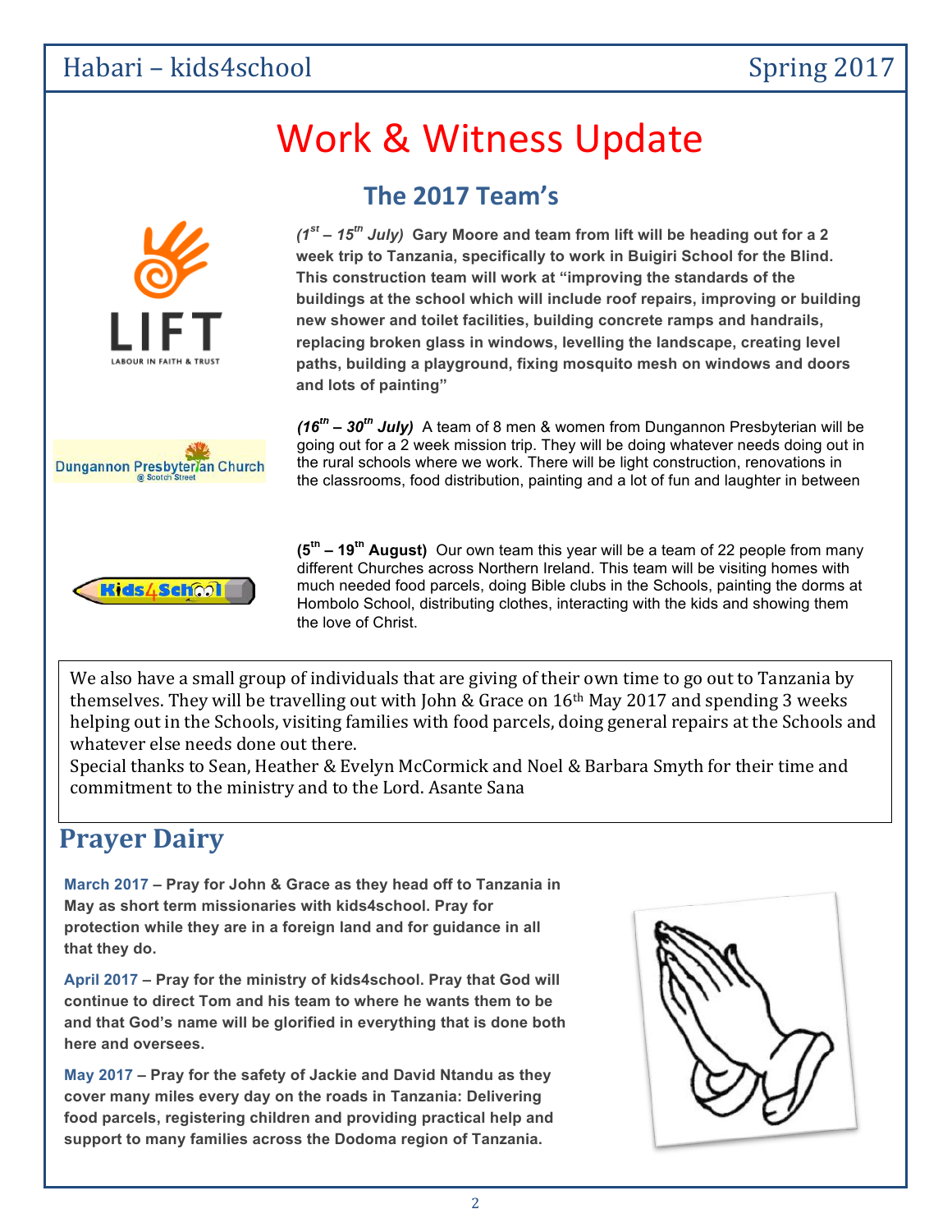# Work & Witness Update

## The 2017 Team's

***(1st – 15th July)*** **Gary Moore and team from lift will be heading out for a 2 week trip to Tanzania, specifically to work in Buigiri School for the Blind. This construction team will work at "improving the standards of the buildings at the school which will include roof repairs, improving or building new shower and toilet facilities, building concrete ramps and handrails, replacing broken glass in windows, levelling the landscape, creating level paths, building a playground, fixing mosquito mesh on windows and doors and lots of painting"**

***(16th – 30th July)*** A team of 8 men & women from Dungannon Presbyterian will be going out for a 2 week mission trip. They will be doing whatever needs doing out in the rural schools where we work. There will be light construction, renovations in the classrooms, food distribution, painting and a lot of fun and laughter in between

**(5th – 19th August)** Our own team this year will be a team of 22 people from many different Churches across Northern Ireland. This team will be visiting homes with much needed food parcels, doing Bible clubs in the Schools, painting the dorms at Hombolo School, distributing clothes, interacting with the kids and showing them the love of Christ.

We also have a small group of individuals that are giving of their own time to go out to Tanzania by themselves. They will be travelling out with John & Grace on 16th May 2017 and spending 3 weeks helping out in the Schools, visiting families with food parcels, doing general repairs at the Schools and whatever else needs done out there.
Special thanks to Sean, Heather & Evelyn McCormick and Noel & Barbara Smyth for their time and commitment to the ministry and to the Lord. Asante Sana

## Prayer Dairy

**March 2017 – Pray for John & Grace as they head off to Tanzania in May as short term missionaries with kids4school. Pray for protection while they are in a foreign land and for guidance in all that they do.**

**April 2017 – Pray for the ministry of kids4school. Pray that God will continue to direct Tom and his team to where he wants them to be and that God's name will be glorified in everything that is done both here and oversees.**

**May 2017 – Pray for the safety of Jackie and David Ntandu as they cover many miles every day on the roads in Tanzania: Delivering food parcels, registering children and providing practical help and support to many families across the Dodoma region of Tanzania.**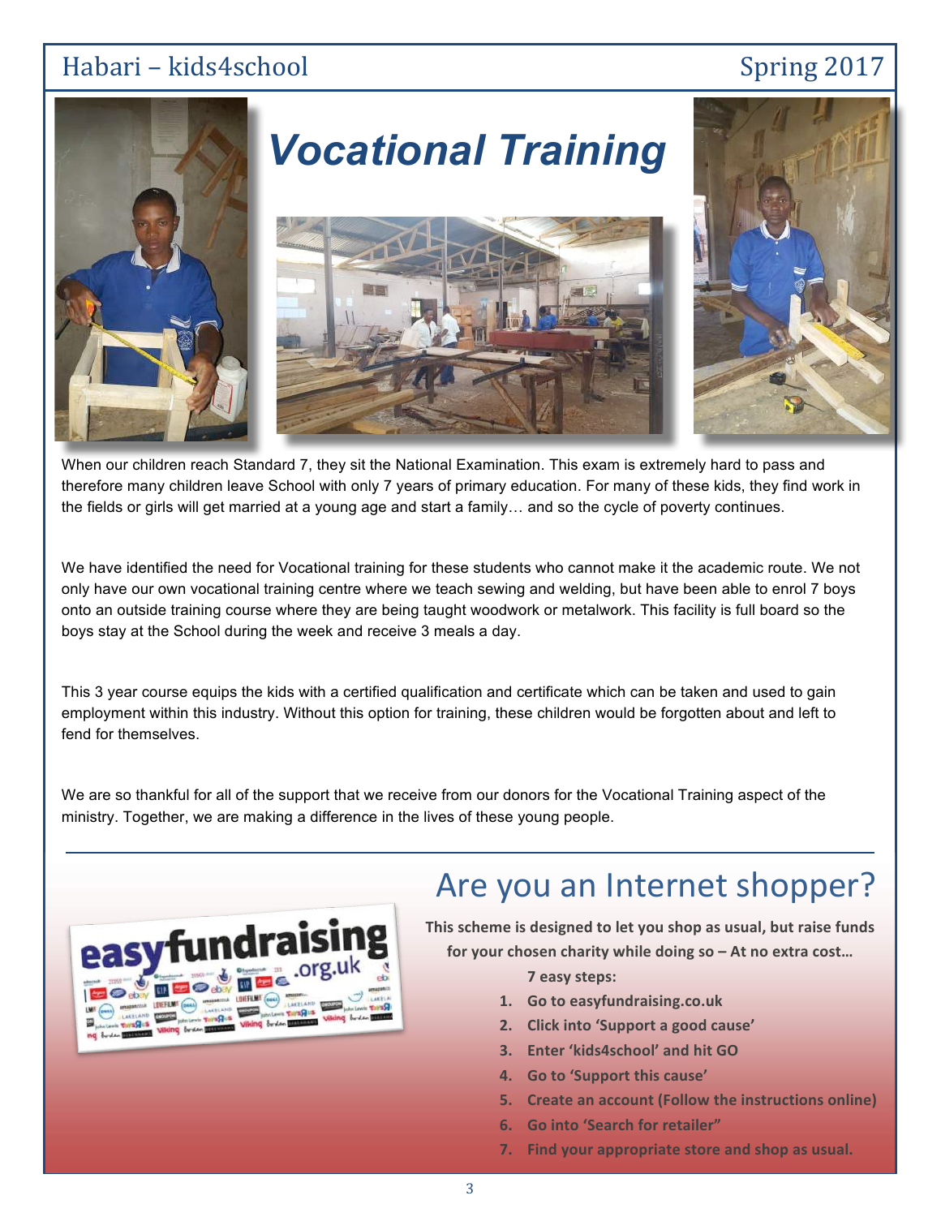# Vocational Training

When our children reach Standard 7, they sit the National Examination. This exam is extremely hard to pass and therefore many children leave School with only 7 years of primary education. For many of these kids, they find work in the fields or girls will get married at a young age and start a family… and so the cycle of poverty continues.

We have identified the need for Vocational training for these students who cannot make it the academic route. We not only have our own vocational training centre where we teach sewing and welding, but have been able to enrol 7 boys onto an outside training course where they are being taught woodwork or metalwork. This facility is full board so the boys stay at the School during the week and receive 3 meals a day.

This 3 year course equips the kids with a certified qualification and certificate which can be taken and used to gain employment within this industry. Without this option for training, these children would be forgotten about and left to fend for themselves.

We are so thankful for all of the support that we receive from our donors for the Vocational Training aspect of the ministry. Together, we are making a difference in the lives of these young people.

---

## Are you an Internet shopper?

**This scheme is designed to let you shop as usual, but raise funds for your chosen charity while doing so – At no extra cost…**

**7 easy steps:**

1. **Go to easyfundraising.co.uk**
2. **Click into 'Support a good cause'**
3. **Enter 'kids4school' and hit GO**
4. **Go to 'Support this cause'**
5. **Create an account (Follow the instructions online)**
6. **Go into 'Search for retailer"**
7. **Find your appropriate store and shop as usual.**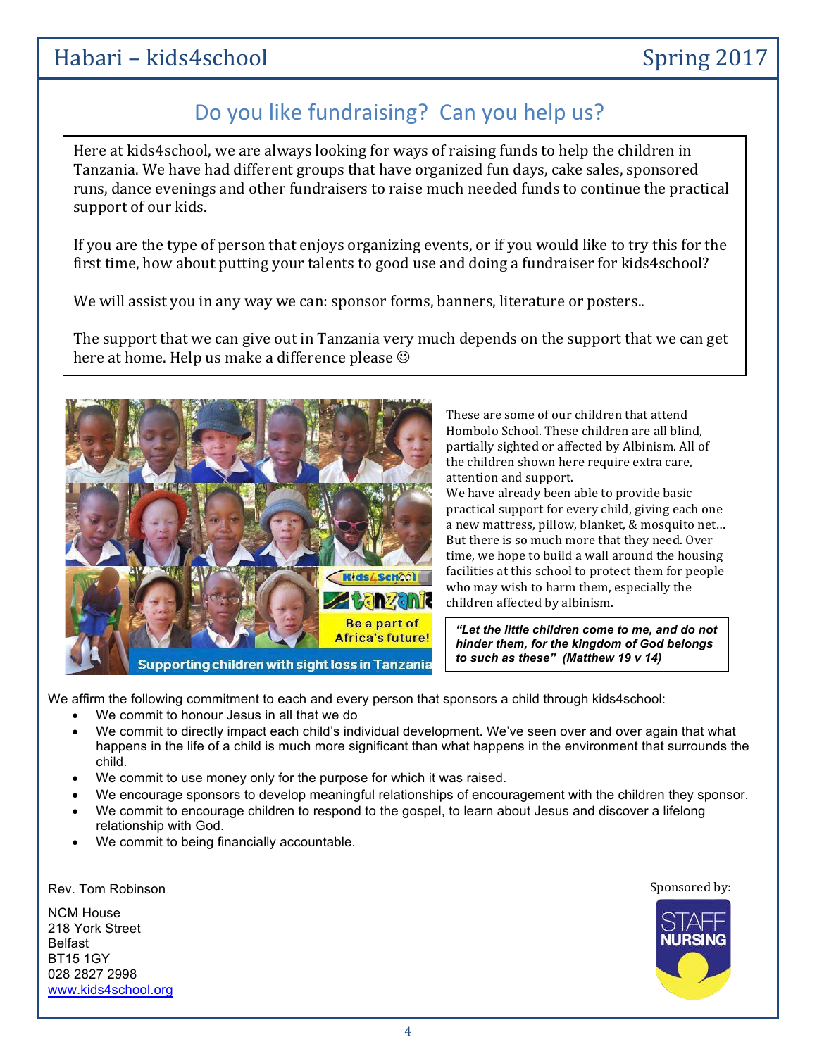## Do you like fundraising? Can you help us?

Here at kids4school, we are always looking for ways of raising funds to help the children in Tanzania. We have had different groups that have organized fun days, cake sales, sponsored runs, dance evenings and other fundraisers to raise much needed funds to continue the practical support of our kids.

If you are the type of person that enjoys organizing events, or if you would like to try this for the first time, how about putting your talents to good use and doing a fundraiser for kids4school?

We will assist you in any way we can: sponsor forms, banners, literature or posters..

The support that we can give out in Tanzania very much depends on the support that we can get here at home. Help us make a difference please ☺

These are some of our children that attend Hombolo School. These children are all blind, partially sighted or affected by Albinism. All of the children shown here require extra care, attention and support.
We have already been able to provide basic practical support for every child, giving each one a new mattress, pillow, blanket, & mosquito net... But there is so much more that they need. Over time, we hope to build a wall around the housing facilities at this school to protect them for people who may wish to harm them, especially the children affected by albinism.

> ***"Let the little children come to me, and do not hinder them, for the kingdom of God belongs to such as these" (Matthew 19 v 14)***

We affirm the following commitment to each and every person that sponsors a child through kids4school:

- We commit to honour Jesus in all that we do
- We commit to directly impact each child's individual development. We've seen over and over again that what happens in the life of a child is much more significant than what happens in the environment that surrounds the child.
- We commit to use money only for the purpose for which it was raised.
- We encourage sponsors to develop meaningful relationships of encouragement with the children they sponsor.
- We commit to encourage children to respond to the gospel, to learn about Jesus and discover a lifelong relationship with God.
- We commit to being financially accountable.

Rev. Tom Robinson

NCM House
218 York Street
Belfast
BT15 1GY
028 2827 2998
www.kids4school.org

Sponsored by: